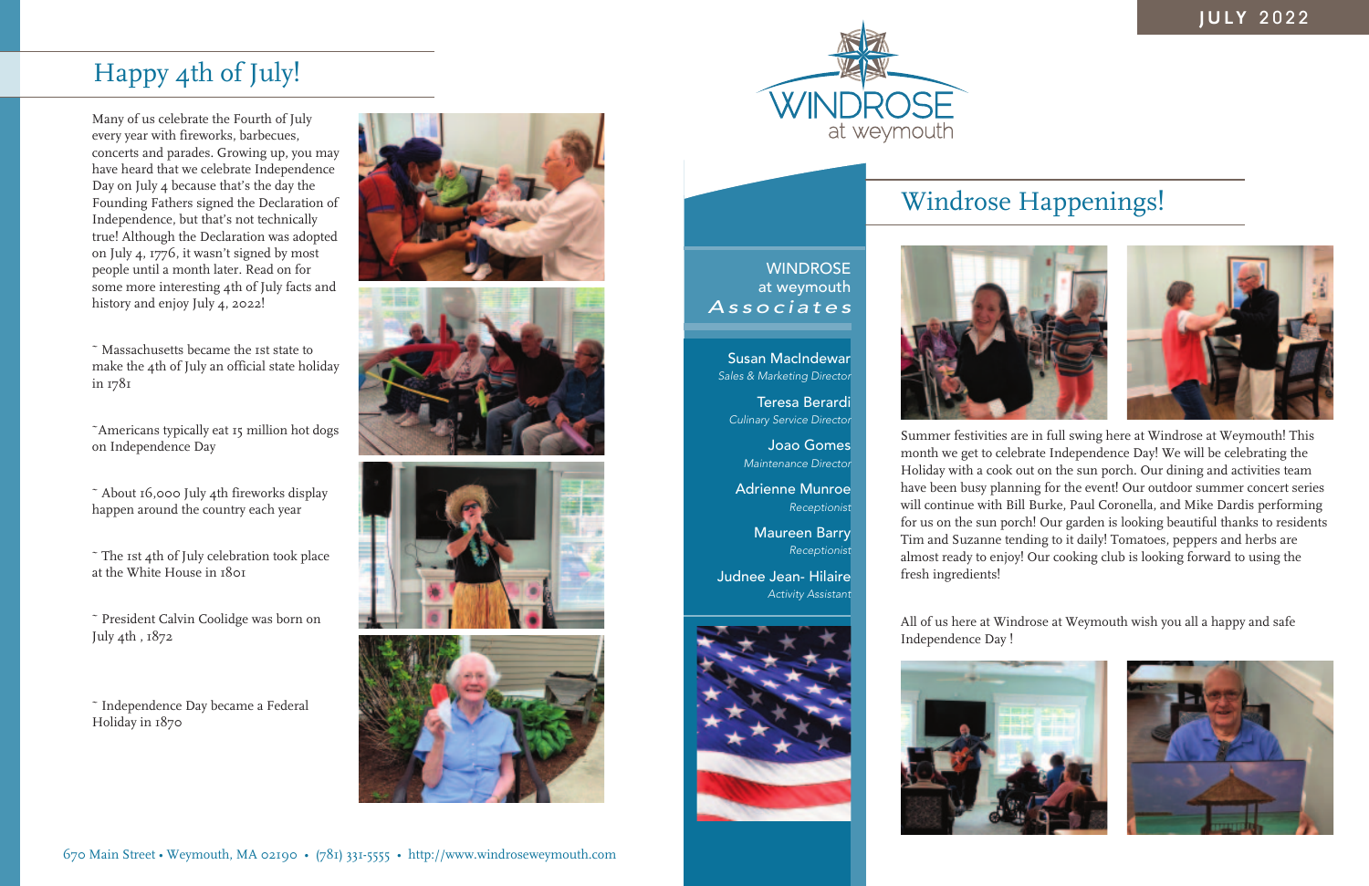JULY 2022

# Happy 4th of July!

Many of us celebrate the Fourth of July every year with fireworks, barbecues, concerts and parades. Growing up, you may have heard that we celebrate Independence Day on July 4 because that's the day the Founding Fathers signed the Declaration of Independence, but that's not technically true! Although the Declaration was adopted on July 4, 1776, it wasn't signed by most people until a month later. Read on for some more interesting 4th of July facts and history and enjoy July 4, 2022!

~ Massachusetts became the 1st state to make the 4th of July an official state holiday in 1781

~Americans typically eat 15 million hot dogs on Independence Day

~ About 16,000 July 4th fireworks display happen around the country each year

~ The 1st 4th of July celebration took place at the White House in 1801

~ President Calvin Coolidge was born on July 4th , 1872

~ Independence Day became a Federal Holiday in 1870

670 Main Street • Weymouth, MA 02190 • (781) 331-5555 • http://www.windroseweymouth.com

WINDROSE at weymouth

## WINDROSE at weymouth Associates

**Susan MacIndewar**
*Sales & Marketing Director*

**Teresa Berardi**
*Culinary Service Director*

**Joao Gomes**
*Maintenance Director*

**Adrienne Munroe**
*Receptionist*

**Maureen Barry**
*Receptionist*

**Judnee Jean- Hilaire**
*Activity Assistant*

# Windrose Happenings!

Summer festivities are in full swing here at Windrose at Weymouth! This month we get to celebrate Independence Day! We will be celebrating the Holiday with a cook out on the sun porch. Our dining and activities team have been busy planning for the event! Our outdoor summer concert series will continue with Bill Burke, Paul Coronella, and Mike Dardis performing for us on the sun porch! Our garden is looking beautiful thanks to residents Tim and Suzanne tending to it daily! Tomatoes, peppers and herbs are almost ready to enjoy! Our cooking club is looking forward to using the fresh ingredients!

All of us here at Windrose at Weymouth wish you all a happy and safe Independence Day !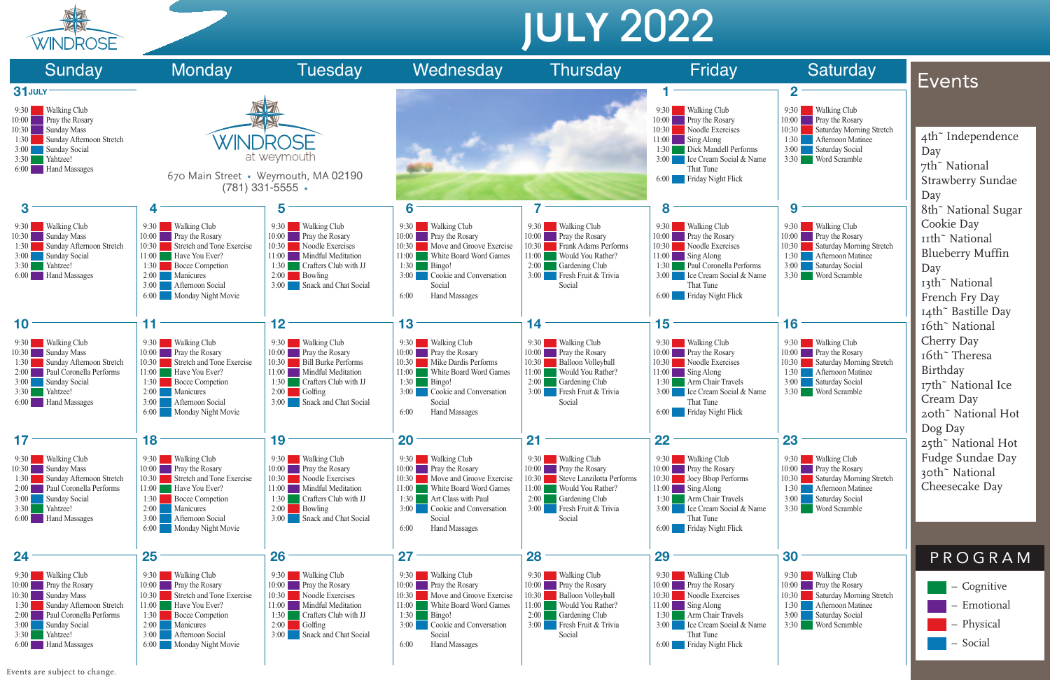# JULY 2022

WINDROSE

| Sunday | Monday | Tuesday | Wednesday | Thursday | Friday | Saturday |
|---|---|---|---|---|---|---|
| **31 JULY** 9:30 Walking Club; 10:00 Pray the Rosary; 10:30 Sunday Mass; 1:30 Sunday Afternoon Stretch; 3:00 Sunday Social; 3:30 Yahtzee!; 6:00 Hand Massages | WINDROSE at weymouth — 670 Main Street • Weymouth, MA 02190 — (781) 331-5555 | | | | **1** 9:30 Walking Club; 10:00 Pray the Rosary; 10:30 Noodle Exercises; 11:00 Sing Along; 1:30 Dick Mandell Performs; 3:00 Ice Cream Social & Name That Tune; 6:00 Friday Night Flick | **2** 9:30 Walking Club; 10:00 Pray the Rosary; 10:30 Saturday Morning Stretch; 1:30 Afternoon Matinee; 3:00 Saturday Social; 3:30 Word Scramble |
| **3** 9:30 Walking Club; 10:30 Sunday Mass; 1:30 Sunday Afternoon Stretch; 3:00 Sunday Social; 3:30 Yahtzee!; 6:00 Hand Massages | **4** 9:30 Walking Club; 10:00 Pray the Rosary; 10:30 Stretch and Tone Exercise; 11:00 Have You Ever?; 1:30 Bocce Competion; 2:00 Manicures; 3:00 Afternoon Social; 6:00 Monday Night Movie | **5** 9:30 Walking Club; 10:00 Pray the Rosary; 10:30 Noodle Exercises; 11:00 Mindful Meditation; 1:30 Crafters Club with JJ; 2:00 Bowling; 3:00 Snack and Chat Social | **6** 9:30 Walking Club; 10:00 Pray the Rosary; 10:30 Move and Groove Exercise; 11:00 White Board Word Games; 1:30 Bingo!; 3:00 Cookie and Conversation Social; 6:00 Hand Massages | **7** 9:30 Walking Club; 10:00 Pray the Rosary; 10:30 Frank Adams Performs; 11:00 Would You Rather?; 2:00 Gardening Club; 3:00 Fresh Fruit & Trivia Social | **8** 9:30 Walking Club; 10:00 Pray the Rosary; 10:30 Noodle Exercises; 11:00 Sing Along; 1:30 Paul Coronella Performs; 3:00 Ice Cream Social & Name That Tune; 6:00 Friday Night Flick | **9** 9:30 Walking Club; 10:00 Pray the Rosary; 10:30 Saturday Morning Stretch; 1:30 Afternoon Matinee; 3:00 Saturday Social; 3:30 Word Scramble |
| **10** 9:30 Walking Club; 10:30 Sunday Mass; 1:30 Sunday Afternoon Stretch; 2:00 Paul Coronella Performs; 3:00 Sunday Social; 3:30 Yahtzee!; 6:00 Hand Massages | **11** 9:30 Walking Club; 10:00 Pray the Rosary; 10:30 Stretch and Tone Exercise; 11:00 Have You Ever?; 1:30 Bocce Competion; 2:00 Manicures; 3:00 Afternoon Social; 6:00 Monday Night Movie | **12** 9:30 Walking Club; 10:00 Pray the Rosary; 10:30 Bill Burke Performs; 11:00 Mindful Meditation; 1:30 Crafters Club with JJ; 2:00 Golfing; 3:00 Snack and Chat Social | **13** 9:30 Walking Club; 10:00 Pray the Rosary; 10:30 Mike Dardis Performs; 11:00 White Board Word Games; 1:30 Bingo!; 3:00 Cookie and Conversation Social; 6:00 Hand Massages | **14** 9:30 Walking Club; 10:00 Pray the Rosary; 10:30 Balloon Volleyball; 11:00 Would You Rather?; 2:00 Gardening Club; 3:00 Fresh Fruit & Trivia Social | **15** 9:30 Walking Club; 10:00 Pray the Rosary; 10:30 Noodle Exercises; 11:00 Sing Along; 1:30 Arm Chair Travels; 3:00 Ice Cream Social & Name That Tune; 6:00 Friday Night Flick | **16** 9:30 Walking Club; 10:00 Pray the Rosary; 10:30 Saturday Morning Stretch; 1:30 Afternoon Matinee; 3:00 Saturday Social; 3:30 Word Scramble |
| **17** 9:30 Walking Club; 10:30 Sunday Mass; 1:30 Sunday Afternoon Stretch; 2:00 Paul Coronella Performs; 3:00 Sunday Social; 3:30 Yahtzee!; 6:00 Hand Massages | **18** 9:30 Walking Club; 10:00 Pray the Rosary; 10:30 Stretch and Tone Exercise; 11:00 Have You Ever?; 1:30 Bocce Competion; 2:00 Manicures; 3:00 Afternoon Social; 6:00 Monday Night Movie | **19** 9:30 Walking Club; 10:00 Pray the Rosary; 10:30 Noodle Exercises; 11:00 Mindful Meditation; 1:30 Crafters Club with JJ; 2:00 Bowling; 3:00 Snack and Chat Social | **20** 9:30 Walking Club; 10:00 Pray the Rosary; 10:30 Move and Groove Exercise; 11:00 White Board Word Games; 1:30 Art Class with Paul; 3:00 Cookie and Conversation Social; 6:00 Hand Massages | **21** 9:30 Walking Club; 10:00 Pray the Rosary; 10:30 Steve Lanzilotta Performs; 11:00 Would You Rather?; 2:00 Gardening Club; 3:00 Fresh Fruit & Trivia Social | **22** 9:30 Walking Club; 10:00 Pray the Rosary; 10:30 Joey Bbop Performs; 11:00 Sing Along; 1:30 Arm Chair Travels; 3:00 Ice Cream Social & Name That Tune; 6:00 Friday Night Flick | **23** 9:30 Walking Club; 10:00 Pray the Rosary; 10:30 Saturday Morning Stretch; 1:30 Afternoon Matinee; 3:00 Saturday Social; 3:30 Word Scramble |
| **24** 9:30 Walking Club; 10:00 Pray the Rosary; 10:30 Sunday Mass; 1:30 Sunday Afternoon Stretch; 2:00 Paul Coronella Performs; 3:00 Sunday Social; 3:30 Yahtzee!; 6:00 Hand Massages | **25** 9:30 Walking Club; 10:00 Pray the Rosary; 10:30 Stretch and Tone Exercise; 11:00 Have You Ever?; 1:30 Bocce Competion; 2:00 Manicures; 3:00 Afternoon Social; 6:00 Monday Night Movie | **26** 9:30 Walking Club; 10:00 Pray the Rosary; 10:30 Noodle Exercises; 11:00 Mindful Meditation; 1:30 Crafters Club with JJ; 2:00 Golfing; 3:00 Snack and Chat Social | **27** 9:30 Walking Club; 10:00 Pray the Rosary; 10:30 Move and Groove Exercise; 11:00 White Board Word Games; 1:30 Bingo!; 3:00 Cookie and Conversation Social; 6:00 Hand Massages | **28** 9:30 Walking Club; 10:00 Pray the Rosary; 10:30 Balloon Volleyball; 11:00 Would You Rather?; 2:00 Gardening Club; 3:00 Fresh Fruit & Trivia Social | **29** 9:30 Walking Club; 10:00 Pray the Rosary; 10:30 Noodle Exercises; 11:00 Sing Along; 1:30 Arm Chair Travels; 3:00 Ice Cream Social & Name That Tune; 6:00 Friday Night Flick | **30** 9:30 Walking Club; 10:00 Pray the Rosary; 10:30 Saturday Morning Stretch; 1:30 Afternoon Matinee; 3:00 Saturday Social; 3:30 Word Scramble |

Events are subject to change.

## Events

- 4th~ Independence Day
- 7th~ National Strawberry Sundae Day
- 8th~ National Sugar Cookie Day
- 11th~ National Blueberry Muffin Day
- 13th~ National French Fry Day
- 14th~ Bastille Day
- 16th~ National Cherry Day
- 16th~ Theresa Birthday
- 17th~ National Ice Cream Day
- 20th~ National Hot Dog Day
- 25th~ National Hot Fudge Sundae Day
- 30th~ National Cheesecake Day

## PROGRAM

- Green – Cognitive
- Purple – Emotional
- Red – Physical
- Blue – Social